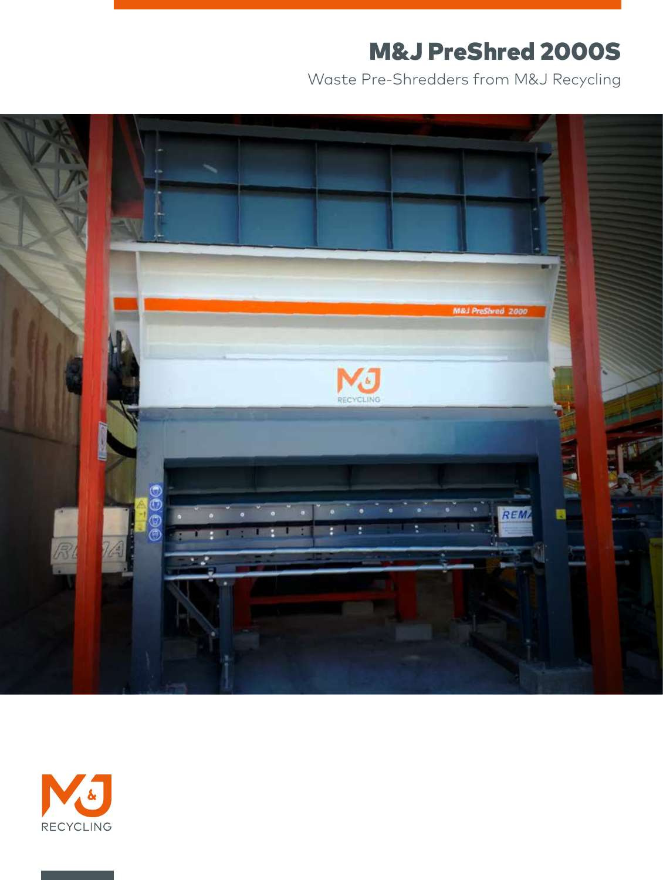# M&J PreShred 2000S

Waste Pre-Shredders from M&J Recycling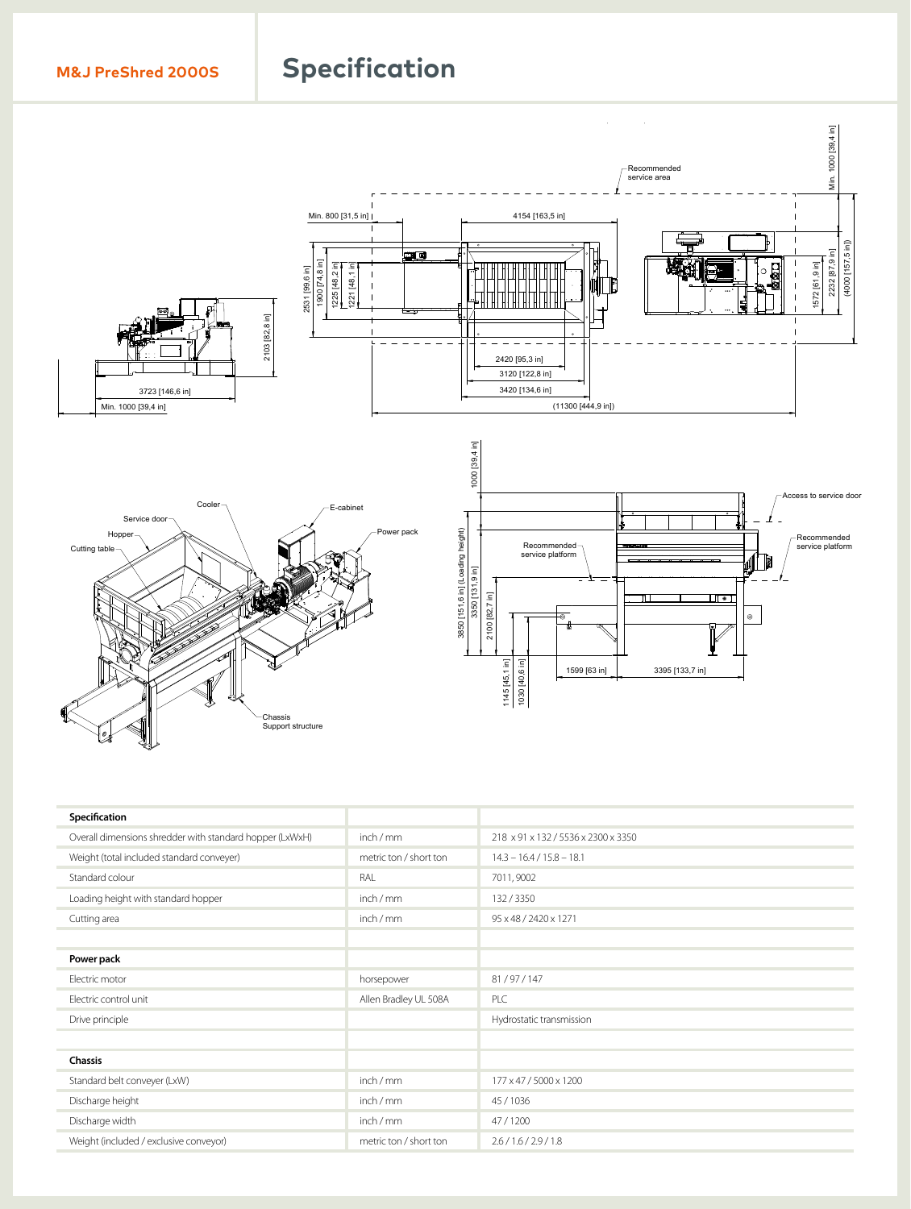**M&J PreShred 2000S**

# Specification

| Specification | | |
|---|---|---|
| Overall dimensions shredder with standard hopper (LxWxH) | inch / mm | 218 x 91 x 132 / 5536 x 2300 x 3350 |
| Weight (total included standard conveyer) | metric ton / short ton | 14.3 – 16.4 / 15.8 – 18.1 |
| Standard colour | RAL | 7011, 9002 |
| Loading height with standard hopper | inch / mm | 132 / 3350 |
| Cutting area | inch / mm | 95 x 48 / 2420 x 1271 |
| | | |
| **Power pack** | | |
| Electric motor | horsepower | 81 / 97 / 147 |
| Electric control unit | Allen Bradley UL 508A | PLC |
| Drive principle | | Hydrostatic transmission |
| | | |
| **Chassis** | | |
| Standard belt conveyer (LxW) | inch / mm | 177 x 47 / 5000 x 1200 |
| Discharge height | inch / mm | 45 / 1036 |
| Discharge width | inch / mm | 47 / 1200 |
| Weight (included / exclusive conveyor) | metric ton / short ton | 2.6 / 1.6 / 2.9 / 1.8 |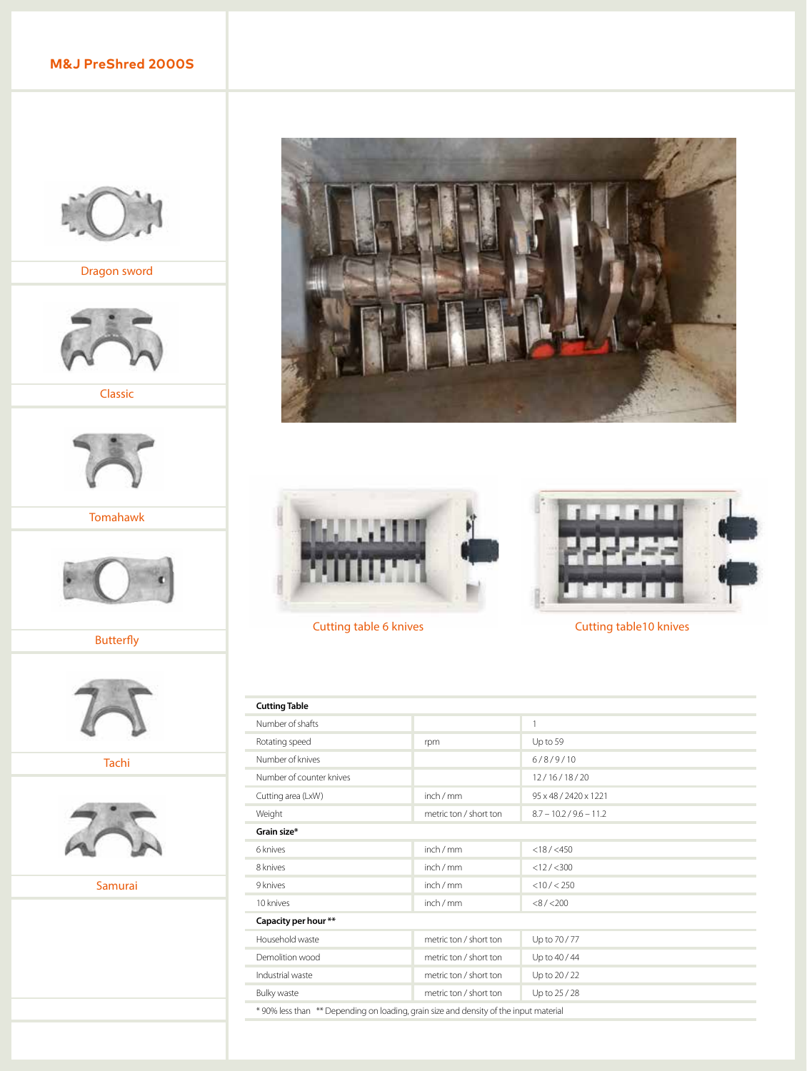## M&J PreShred 2000S

Dragon sword

Classic

Tomahawk

Butterfly

Tachi

Samurai

Cutting table 6 knives

Cutting table10 knives

| Cutting Table | | |
|---|---|---|
| Number of shafts | | 1 |
| Rotating speed | rpm | Up to 59 |
| Number of knives | | 6 / 8 / 9 / 10 |
| Number of counter knives | | 12 / 16 / 18 / 20 |
| Cutting area (LxW) | inch / mm | 95 x 48 / 2420 x 1221 |
| Weight | metric ton / short ton | 8.7 – 10.2 / 9.6 – 11.2 |
| **Grain size*** | | |
| 6 knives | inch / mm | <18 / <450 |
| 8 knives | inch / mm | <12 / <300 |
| 9 knives | inch / mm | <10 / < 250 |
| 10 knives | inch / mm | <8 / <200 |
| **Capacity per hour **** | | |
| Household waste | metric ton / short ton | Up to 70 / 77 |
| Demolition wood | metric ton / short ton | Up to 40 / 44 |
| Industrial waste | metric ton / short ton | Up to 20 / 22 |
| Bulky waste | metric ton / short ton | Up to 25 / 28 |

* 90% less than ** Depending on loading, grain size and density of the input material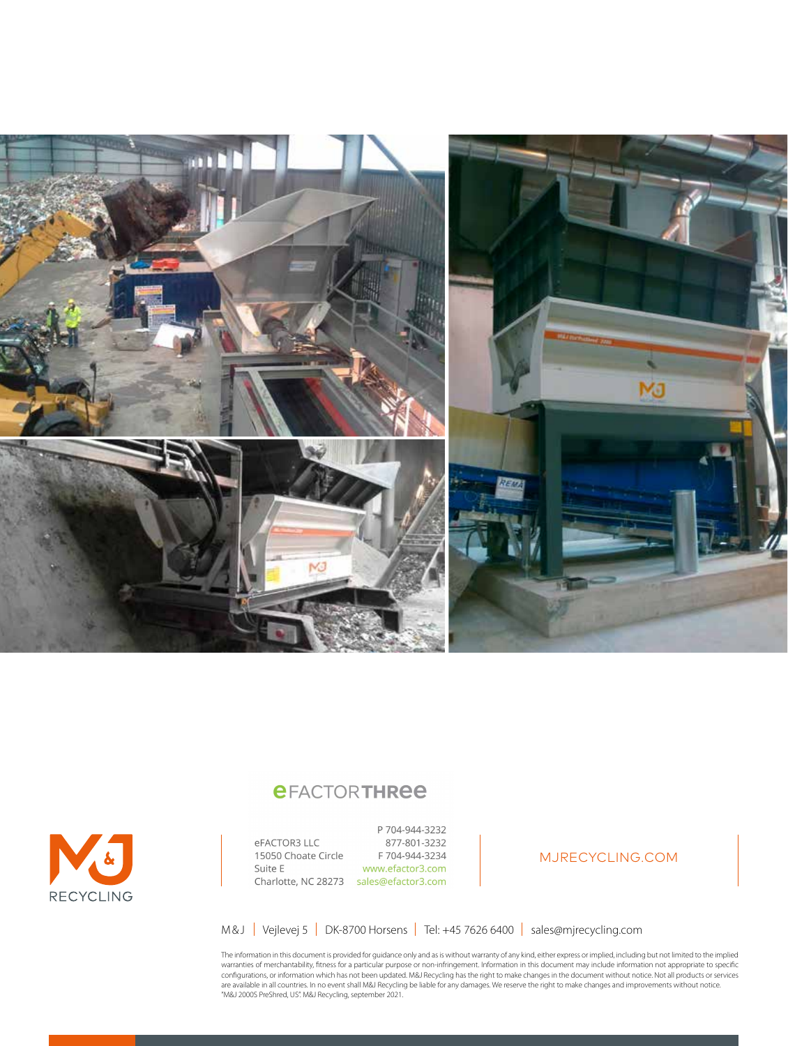**eFACTORTHREE**

eFACTOR3 LLC
15050 Choate Circle
Suite E
Charlotte, NC 28273

P 704-944-3232
877-801-3232
F 704-944-3234
www.efactor3.com
sales@efactor3.com

M&J RECYCLING

MJRECYCLING.COM

M&J | Vejlevej 5 | DK-8700 Horsens | Tel: +45 7626 6400 | sales@mjrecycling.com

The information in this document is provided for guidance only and as is without warranty of any kind, either express or implied, including but not limited to the implied warranties of merchantability, fitness for a particular purpose or non-infringement. Information in this document may include information not appropriate to specific configurations, or information which has not been updated. M&J Recycling has the right to make changes in the document without notice. Not all products or services are available in all countries. In no event shall M&J Recycling be liable for any damages. We reserve the right to make changes and improvements without notice. "M&J 2000S PreShred, US". M&J Recycling, september 2021.